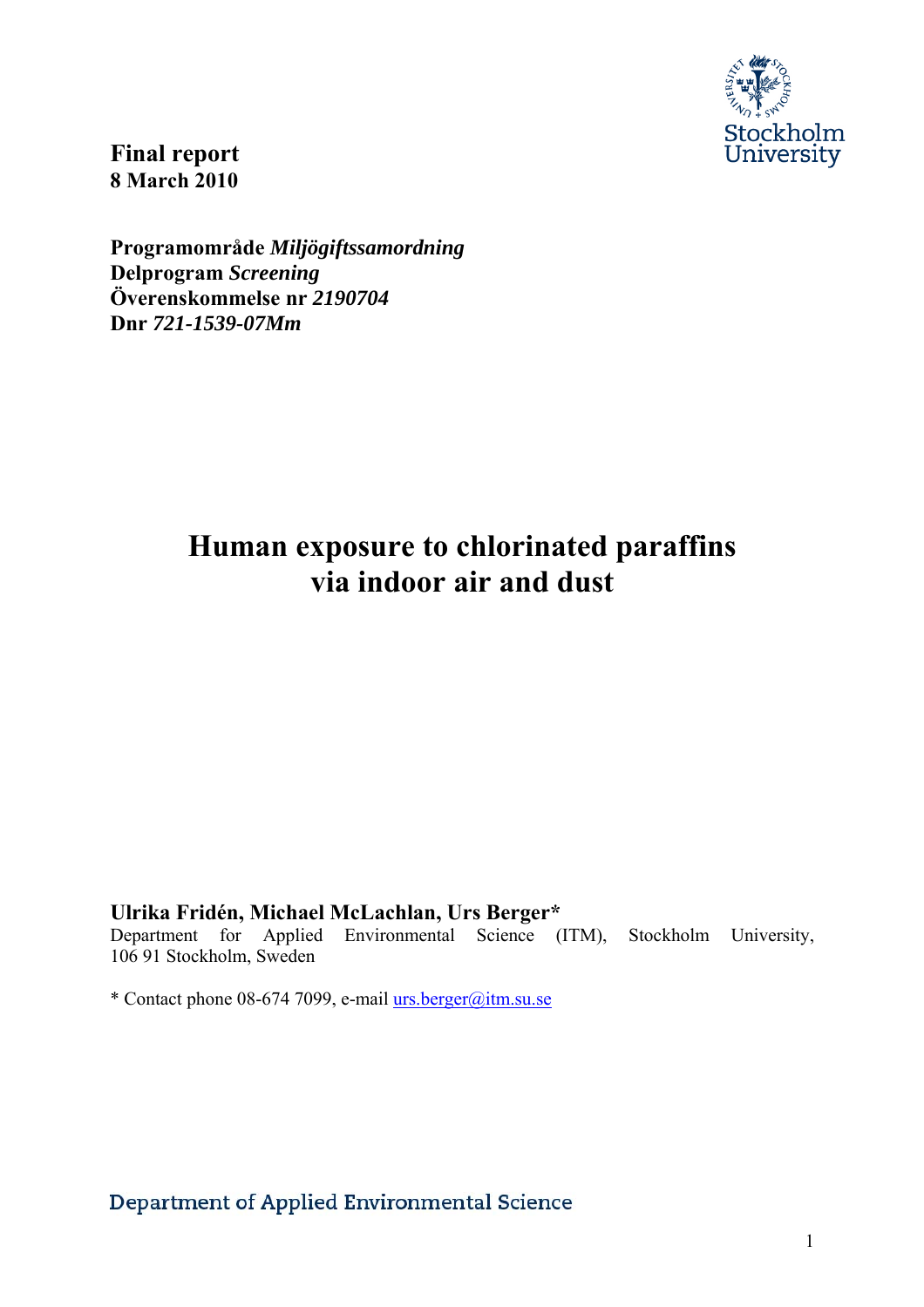**Final report**
**8 March 2010**

**Programområde** ***Miljögiftssamordning***
**Delprogram** ***Screening***
**Överenskommelse nr** ***2190704***
**Dnr** ***721-1539-07Mm***

# Human exposure to chlorinated paraffins via indoor air and dust

**Ulrika Fridén, Michael McLachlan, Urs Berger***
Department for Applied Environmental Science (ITM), Stockholm University, 106 91 Stockholm, Sweden

* Contact phone 08-674 7099, e-mail urs.berger@itm.su.se

Department of Applied Environmental Science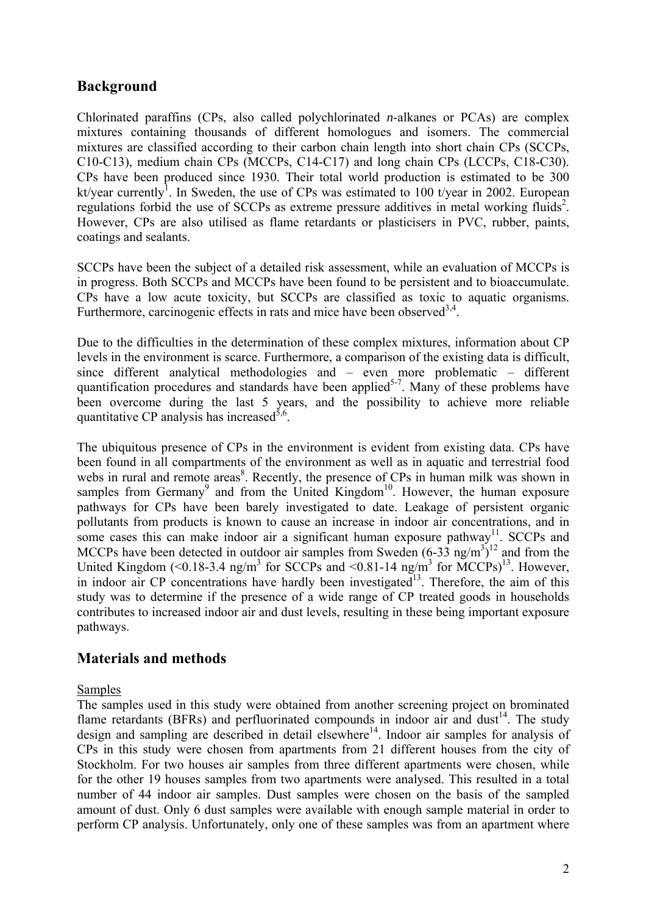## Background

Chlorinated paraffins (CPs, also called polychlorinated *n*-alkanes or PCAs) are complex mixtures containing thousands of different homologues and isomers. The commercial mixtures are classified according to their carbon chain length into short chain CPs (SCCPs, C10-C13), medium chain CPs (MCCPs, C14-C17) and long chain CPs (LCCPs, C18-C30). CPs have been produced since 1930. Their total world production is estimated to be 300 kt/year currently[1]. In Sweden, the use of CPs was estimated to 100 t/year in 2002. European regulations forbid the use of SCCPs as extreme pressure additives in metal working fluids[2]. However, CPs are also utilised as flame retardants or plasticisers in PVC, rubber, paints, coatings and sealants.

SCCPs have been the subject of a detailed risk assessment, while an evaluation of MCCPs is in progress. Both SCCPs and MCCPs have been found to be persistent and to bioaccumulate. CPs have a low acute toxicity, but SCCPs are classified as toxic to aquatic organisms. Furthermore, carcinogenic effects in rats and mice have been observed[3,4].

Due to the difficulties in the determination of these complex mixtures, information about CP levels in the environment is scarce. Furthermore, a comparison of the existing data is difficult, since different analytical methodologies and – even more problematic – different quantification procedures and standards have been applied[5-7]. Many of these problems have been overcome during the last 5 years, and the possibility to achieve more reliable quantitative CP analysis has increased[5,6].

The ubiquitous presence of CPs in the environment is evident from existing data. CPs have been found in all compartments of the environment as well as in aquatic and terrestrial food webs in rural and remote areas[8]. Recently, the presence of CPs in human milk was shown in samples from Germany[9] and from the United Kingdom[10]. However, the human exposure pathways for CPs have been barely investigated to date. Leakage of persistent organic pollutants from products is known to cause an increase in indoor air concentrations, and in some cases this can make indoor air a significant human exposure pathway[11]. SCCPs and MCCPs have been detected in outdoor air samples from Sweden (6-33 ng/m$^3$)[12] and from the United Kingdom (<0.18-3.4 ng/m$^3$ for SCCPs and <0.81-14 ng/m$^3$ for MCCPs)[13]. However, in indoor air CP concentrations have hardly been investigated[13]. Therefore, the aim of this study was to determine if the presence of a wide range of CP treated goods in households contributes to increased indoor air and dust levels, resulting in these being important exposure pathways.

## Materials and methods

Samples

The samples used in this study were obtained from another screening project on brominated flame retardants (BFRs) and perfluorinated compounds in indoor air and dust[14]. The study design and sampling are described in detail elsewhere[14]. Indoor air samples for analysis of CPs in this study were chosen from apartments from 21 different houses from the city of Stockholm. For two houses air samples from three different apartments were chosen, while for the other 19 houses samples from two apartments were analysed. This resulted in a total number of 44 indoor air samples. Dust samples were chosen on the basis of the sampled amount of dust. Only 6 dust samples were available with enough sample material in order to perform CP analysis. Unfortunately, only one of these samples was from an apartment where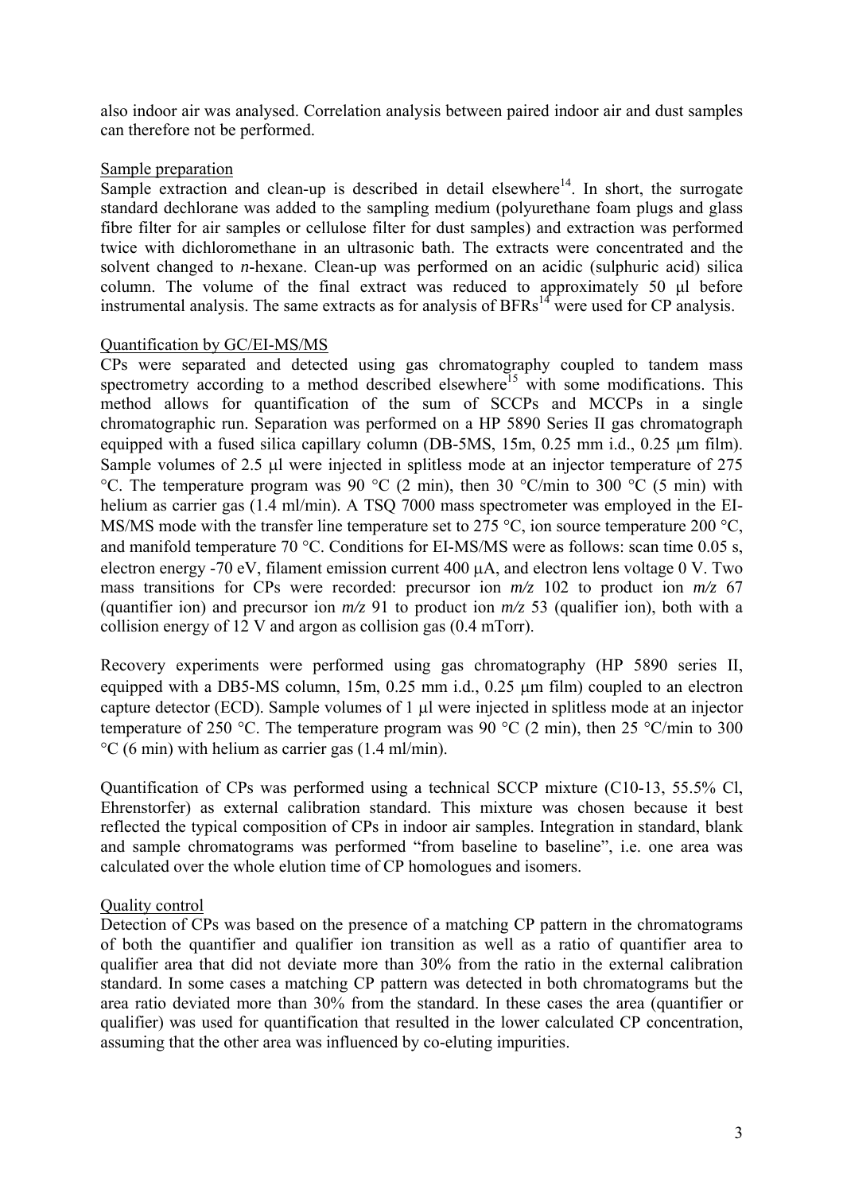also indoor air was analysed. Correlation analysis between paired indoor air and dust samples can therefore not be performed.

## Sample preparation

Sample extraction and clean-up is described in detail elsewhere[14]. In short, the surrogate standard dechlorane was added to the sampling medium (polyurethane foam plugs and glass fibre filter for air samples or cellulose filter for dust samples) and extraction was performed twice with dichloromethane in an ultrasonic bath. The extracts were concentrated and the solvent changed to *n*-hexane. Clean-up was performed on an acidic (sulphuric acid) silica column. The volume of the final extract was reduced to approximately 50 µl before instrumental analysis. The same extracts as for analysis of BFRs[14] were used for CP analysis.

## Quantification by GC/EI-MS/MS

CPs were separated and detected using gas chromatography coupled to tandem mass spectrometry according to a method described elsewhere[15] with some modifications. This method allows for quantification of the sum of SCCPs and MCCPs in a single chromatographic run. Separation was performed on a HP 5890 Series II gas chromatograph equipped with a fused silica capillary column (DB-5MS, 15m, 0.25 mm i.d., 0.25 µm film). Sample volumes of 2.5 µl were injected in splitless mode at an injector temperature of 275 °C. The temperature program was 90 °C (2 min), then 30 °C/min to 300 °C (5 min) with helium as carrier gas (1.4 ml/min). A TSQ 7000 mass spectrometer was employed in the EI-MS/MS mode with the transfer line temperature set to 275 °C, ion source temperature 200 °C, and manifold temperature 70 °C. Conditions for EI-MS/MS were as follows: scan time 0.05 s, electron energy -70 eV, filament emission current 400 µA, and electron lens voltage 0 V. Two mass transitions for CPs were recorded: precursor ion *m/z* 102 to product ion *m/z* 67 (quantifier ion) and precursor ion *m/z* 91 to product ion *m/z* 53 (qualifier ion), both with a collision energy of 12 V and argon as collision gas (0.4 mTorr).

Recovery experiments were performed using gas chromatography (HP 5890 series II, equipped with a DB5-MS column, 15m, 0.25 mm i.d., 0.25 µm film) coupled to an electron capture detector (ECD). Sample volumes of 1 µl were injected in splitless mode at an injector temperature of 250 °C. The temperature program was 90 °C (2 min), then 25 °C/min to 300 °C (6 min) with helium as carrier gas (1.4 ml/min).

Quantification of CPs was performed using a technical SCCP mixture (C10-13, 55.5% Cl, Ehrenstorfer) as external calibration standard. This mixture was chosen because it best reflected the typical composition of CPs in indoor air samples. Integration in standard, blank and sample chromatograms was performed "from baseline to baseline", i.e. one area was calculated over the whole elution time of CP homologues and isomers.

## Quality control

Detection of CPs was based on the presence of a matching CP pattern in the chromatograms of both the quantifier and qualifier ion transition as well as a ratio of quantifier area to qualifier area that did not deviate more than 30% from the ratio in the external calibration standard. In some cases a matching CP pattern was detected in both chromatograms but the area ratio deviated more than 30% from the standard. In these cases the area (quantifier or qualifier) was used for quantification that resulted in the lower calculated CP concentration, assuming that the other area was influenced by co-eluting impurities.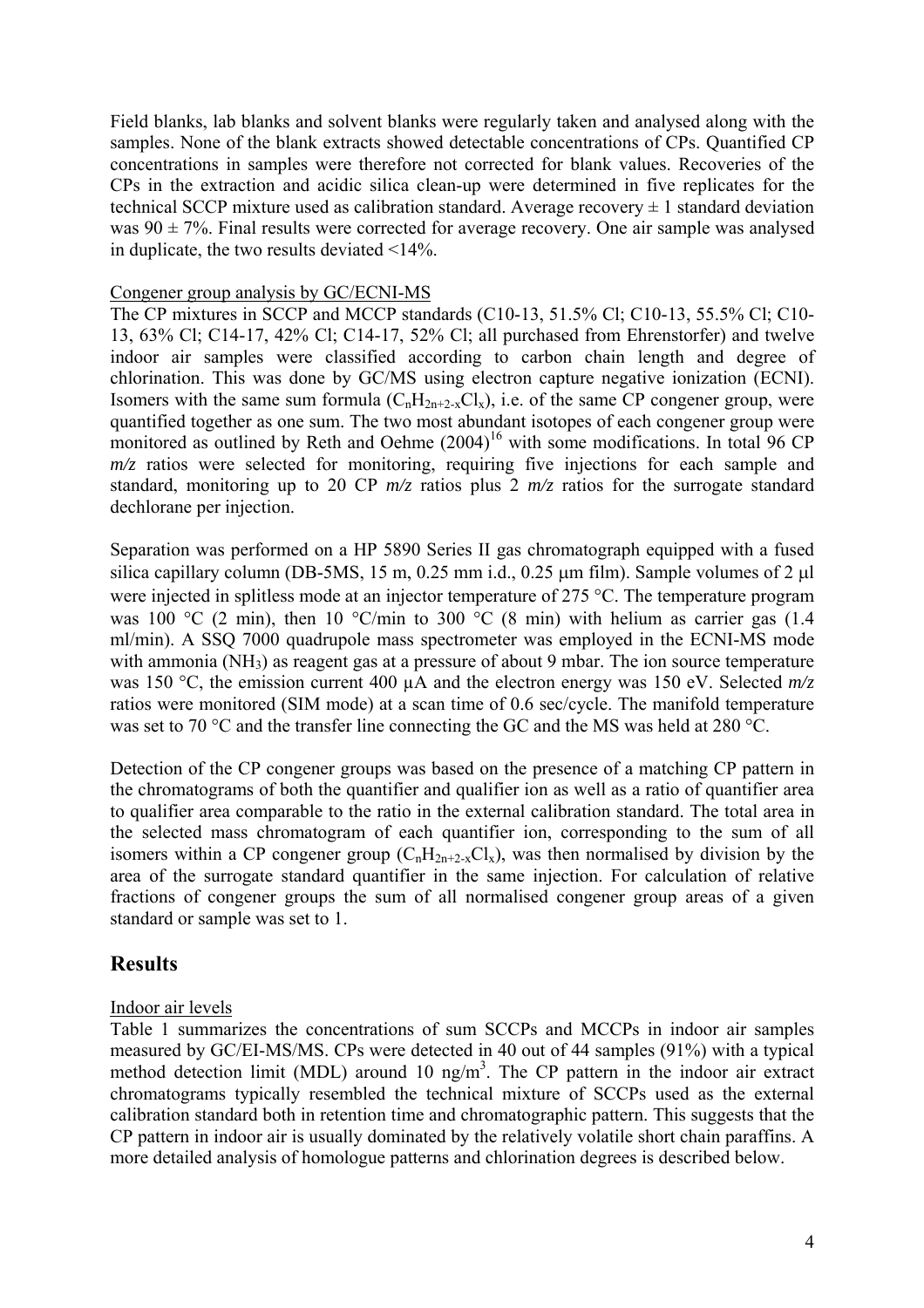Field blanks, lab blanks and solvent blanks were regularly taken and analysed along with the samples. None of the blank extracts showed detectable concentrations of CPs. Quantified CP concentrations in samples were therefore not corrected for blank values. Recoveries of the CPs in the extraction and acidic silica clean-up were determined in five replicates for the technical SCCP mixture used as calibration standard. Average recovery ± 1 standard deviation was 90 ± 7%. Final results were corrected for average recovery. One air sample was analysed in duplicate, the two results deviated <14%.

Congener group analysis by GC/ECNI-MS

The CP mixtures in SCCP and MCCP standards (C10-13, 51.5% Cl; C10-13, 55.5% Cl; C10-13, 63% Cl; C14-17, 42% Cl; C14-17, 52% Cl; all purchased from Ehrenstorfer) and twelve indoor air samples were classified according to carbon chain length and degree of chlorination. This was done by GC/MS using electron capture negative ionization (ECNI). Isomers with the same sum formula ($C_nH_{2n+2-x}Cl_x$), i.e. of the same CP congener group, were quantified together as one sum. The two most abundant isotopes of each congener group were monitored as outlined by Reth and Oehme (2004)[16] with some modifications. In total 96 CP *m/z* ratios were selected for monitoring, requiring five injections for each sample and standard, monitoring up to 20 CP *m/z* ratios plus 2 *m/z* ratios for the surrogate standard dechlorane per injection.

Separation was performed on a HP 5890 Series II gas chromatograph equipped with a fused silica capillary column (DB-5MS, 15 m, 0.25 mm i.d., 0.25 μm film). Sample volumes of 2 μl were injected in splitless mode at an injector temperature of 275 °C. The temperature program was 100 °C (2 min), then 10 °C/min to 300 °C (8 min) with helium as carrier gas (1.4 ml/min). A SSQ 7000 quadrupole mass spectrometer was employed in the ECNI-MS mode with ammonia ($NH_3$) as reagent gas at a pressure of about 9 mbar. The ion source temperature was 150 °C, the emission current 400 μA and the electron energy was 150 eV. Selected *m/z* ratios were monitored (SIM mode) at a scan time of 0.6 sec/cycle. The manifold temperature was set to 70 °C and the transfer line connecting the GC and the MS was held at 280 °C.

Detection of the CP congener groups was based on the presence of a matching CP pattern in the chromatograms of both the quantifier and qualifier ion as well as a ratio of quantifier area to qualifier area comparable to the ratio in the external calibration standard. The total area in the selected mass chromatogram of each quantifier ion, corresponding to the sum of all isomers within a CP congener group ($C_nH_{2n+2-x}Cl_x$), was then normalised by division by the area of the surrogate standard quantifier in the same injection. For calculation of relative fractions of congener groups the sum of all normalised congener group areas of a given standard or sample was set to 1.

## Results

Indoor air levels

Table 1 summarizes the concentrations of sum SCCPs and MCCPs in indoor air samples measured by GC/EI-MS/MS. CPs were detected in 40 out of 44 samples (91%) with a typical method detection limit (MDL) around 10 ng/m$^3$. The CP pattern in the indoor air extract chromatograms typically resembled the technical mixture of SCCPs used as the external calibration standard both in retention time and chromatographic pattern. This suggests that the CP pattern in indoor air is usually dominated by the relatively volatile short chain paraffins. A more detailed analysis of homologue patterns and chlorination degrees is described below.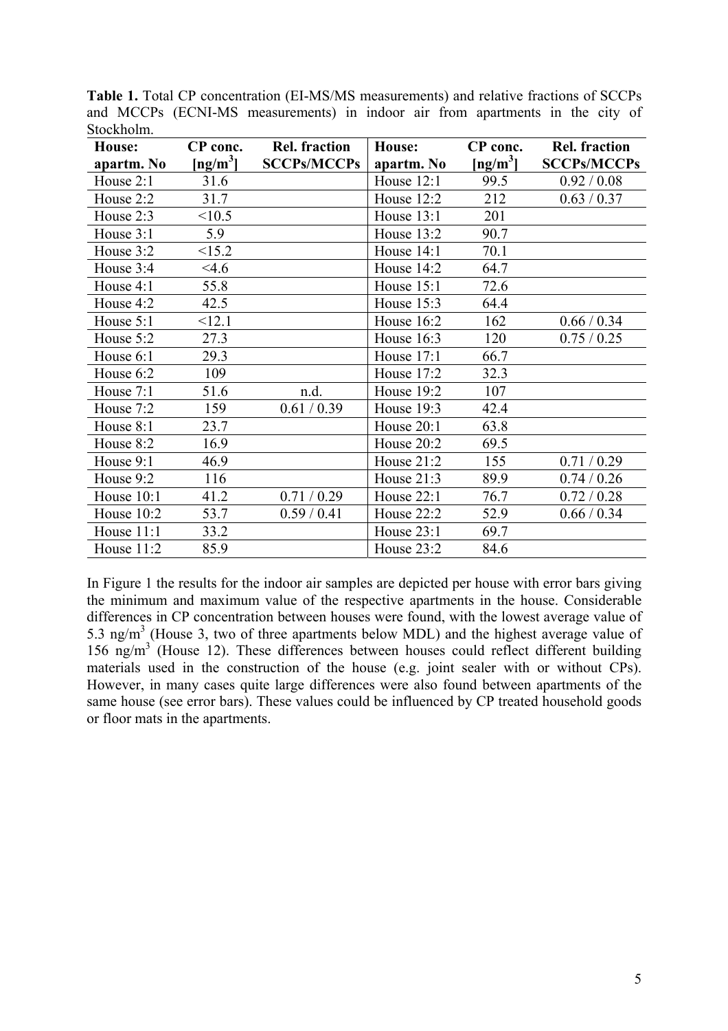**Table 1.** Total CP concentration (EI-MS/MS measurements) and relative fractions of SCCPs and MCCPs (ECNI-MS measurements) in indoor air from apartments in the city of Stockholm.

| House: apartm. No | CP conc. [ng/m$^3$] | Rel. fraction SCCPs/MCCPs | House: apartm. No | CP conc. [ng/m$^3$] | Rel. fraction SCCPs/MCCPs |
|---|---|---|---|---|---|
| House 2:1 | 31.6 | | House 12:1 | 99.5 | 0.92 / 0.08 |
| House 2:2 | 31.7 | | House 12:2 | 212 | 0.63 / 0.37 |
| House 2:3 | <10.5 | | House 13:1 | 201 | |
| House 3:1 | 5.9 | | House 13:2 | 90.7 | |
| House 3:2 | <15.2 | | House 14:1 | 70.1 | |
| House 3:4 | <4.6 | | House 14:2 | 64.7 | |
| House 4:1 | 55.8 | | House 15:1 | 72.6 | |
| House 4:2 | 42.5 | | House 15:3 | 64.4 | |
| House 5:1 | <12.1 | | House 16:2 | 162 | 0.66 / 0.34 |
| House 5:2 | 27.3 | | House 16:3 | 120 | 0.75 / 0.25 |
| House 6:1 | 29.3 | | House 17:1 | 66.7 | |
| House 6:2 | 109 | | House 17:2 | 32.3 | |
| House 7:1 | 51.6 | n.d. | House 19:2 | 107 | |
| House 7:2 | 159 | 0.61 / 0.39 | House 19:3 | 42.4 | |
| House 8:1 | 23.7 | | House 20:1 | 63.8 | |
| House 8:2 | 16.9 | | House 20:2 | 69.5 | |
| House 9:1 | 46.9 | | House 21:2 | 155 | 0.71 / 0.29 |
| House 9:2 | 116 | | House 21:3 | 89.9 | 0.74 / 0.26 |
| House 10:1 | 41.2 | 0.71 / 0.29 | House 22:1 | 76.7 | 0.72 / 0.28 |
| House 10:2 | 53.7 | 0.59 / 0.41 | House 22:2 | 52.9 | 0.66 / 0.34 |
| House 11:1 | 33.2 | | House 23:1 | 69.7 | |
| House 11:2 | 85.9 | | House 23:2 | 84.6 | |

In Figure 1 the results for the indoor air samples are depicted per house with error bars giving the minimum and maximum value of the respective apartments in the house. Considerable differences in CP concentration between houses were found, with the lowest average value of 5.3 ng/m$^3$ (House 3, two of three apartments below MDL) and the highest average value of 156 ng/m$^3$ (House 12). These differences between houses could reflect different building materials used in the construction of the house (e.g. joint sealer with or without CPs). However, in many cases quite large differences were also found between apartments of the same house (see error bars). These values could be influenced by CP treated household goods or floor mats in the apartments.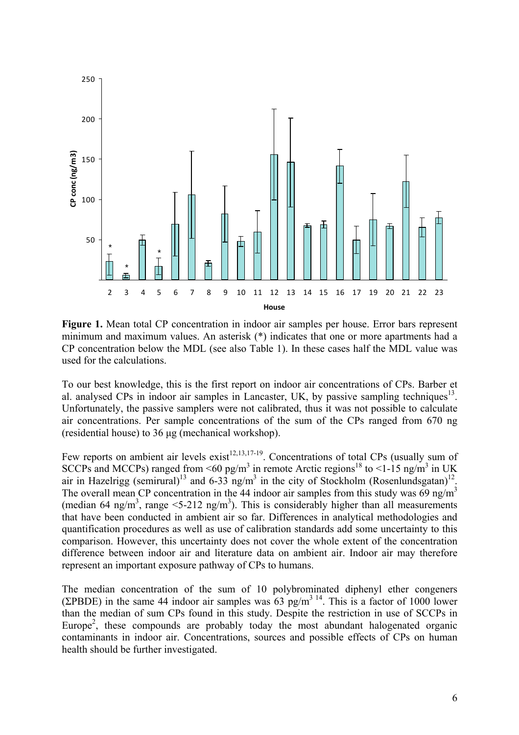**Figure 1.** Mean total CP concentration in indoor air samples per house. Error bars represent minimum and maximum values. An asterisk (*) indicates that one or more apartments had a CP concentration below the MDL (see also Table 1). In these cases half the MDL value was used for the calculations.

To our best knowledge, this is the first report on indoor air concentrations of CPs. Barber et al. analysed CPs in indoor air samples in Lancaster, UK, by passive sampling techniques[13]. Unfortunately, the passive samplers were not calibrated, thus it was not possible to calculate air concentrations. Per sample concentrations of the sum of the CPs ranged from 670 ng (residential house) to 36 µg (mechanical workshop).

Few reports on ambient air levels exist[12,13,17-19]. Concentrations of total CPs (usually sum of SCCPs and MCCPs) ranged from <60 pg/m$^3$ in remote Arctic regions[18] to <1-15 ng/m$^3$ in UK air in Hazelrigg (semirural)[13] and 6-33 ng/m$^3$ in the city of Stockholm (Rosenlundsgatan)[12]. The overall mean CP concentration in the 44 indoor air samples from this study was 69 ng/m$^3$ (median 64 ng/m$^3$, range <5-212 ng/m$^3$). This is considerably higher than all measurements that have been conducted in ambient air so far. Differences in analytical methodologies and quantification procedures as well as use of calibration standards add some uncertainty to this comparison. However, this uncertainty does not cover the whole extent of the concentration difference between indoor air and literature data on ambient air. Indoor air may therefore represent an important exposure pathway of CPs to humans.

The median concentration of the sum of 10 polybrominated diphenyl ether congeners (ΣPBDE) in the same 44 indoor air samples was 63 pg/m$^3$ [14]. This is a factor of 1000 lower than the median of sum CPs found in this study. Despite the restriction in use of SCCPs in Europe[2], these compounds are probably today the most abundant halogenated organic contaminants in indoor air. Concentrations, sources and possible effects of CPs on human health should be further investigated.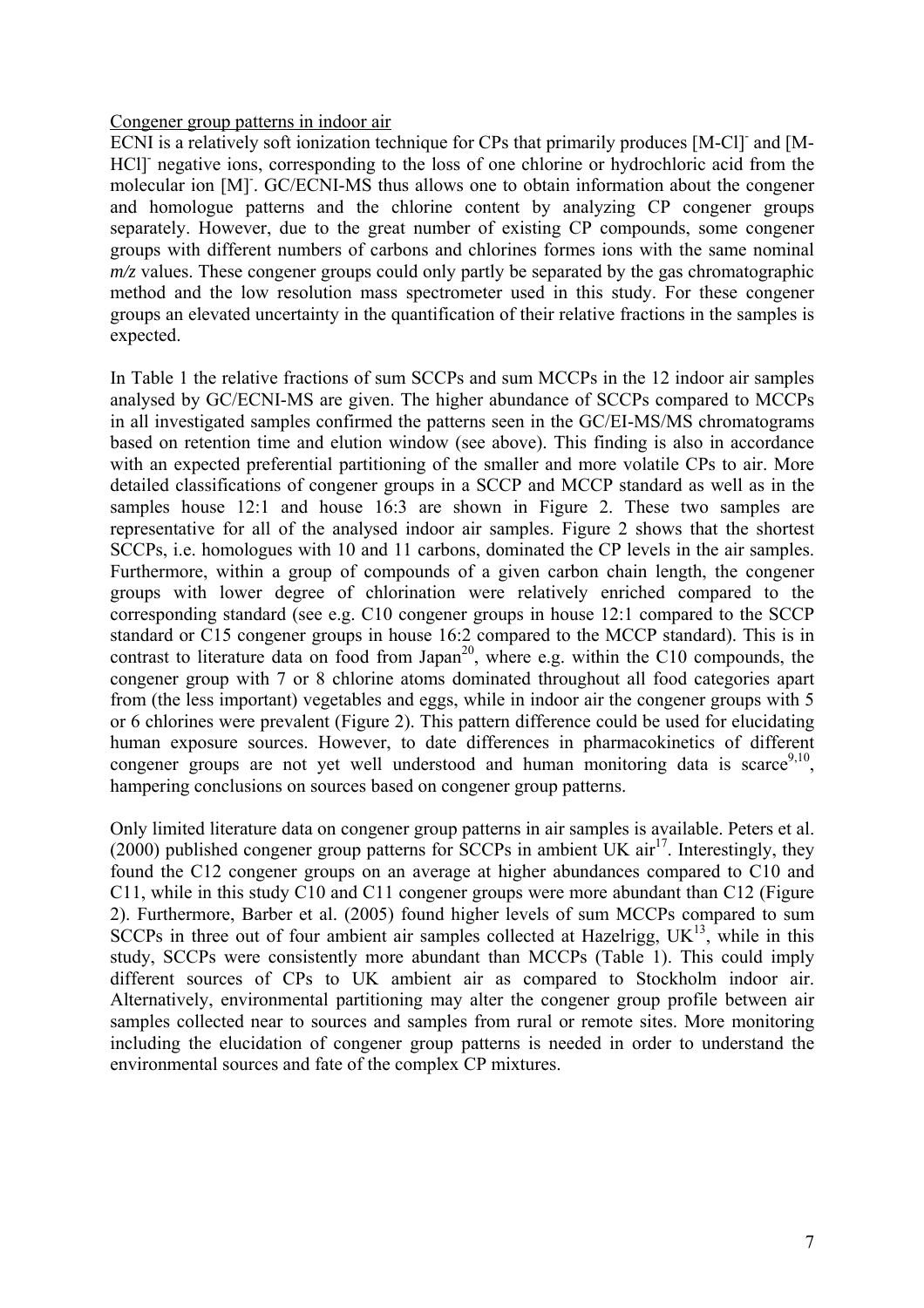Congener group patterns in indoor air

ECNI is a relatively soft ionization technique for CPs that primarily produces $[M\text{-}Cl]^-$ and $[M\text{-}HCl]^-$ negative ions, corresponding to the loss of one chlorine or hydrochloric acid from the molecular ion $[M]^-$. GC/ECNI-MS thus allows one to obtain information about the congener and homologue patterns and the chlorine content by analyzing CP congener groups separately. However, due to the great number of existing CP compounds, some congener groups with different numbers of carbons and chlorines formes ions with the same nominal *m/z* values. These congener groups could only partly be separated by the gas chromatographic method and the low resolution mass spectrometer used in this study. For these congener groups an elevated uncertainty in the quantification of their relative fractions in the samples is expected.

In Table 1 the relative fractions of sum SCCPs and sum MCCPs in the 12 indoor air samples analysed by GC/ECNI-MS are given. The higher abundance of SCCPs compared to MCCPs in all investigated samples confirmed the patterns seen in the GC/EI-MS/MS chromatograms based on retention time and elution window (see above). This finding is also in accordance with an expected preferential partitioning of the smaller and more volatile CPs to air. More detailed classifications of congener groups in a SCCP and MCCP standard as well as in the samples house 12:1 and house 16:3 are shown in Figure 2. These two samples are representative for all of the analysed indoor air samples. Figure 2 shows that the shortest SCCPs, i.e. homologues with 10 and 11 carbons, dominated the CP levels in the air samples. Furthermore, within a group of compounds of a given carbon chain length, the congener groups with lower degree of chlorination were relatively enriched compared to the corresponding standard (see e.g. C10 congener groups in house 12:1 compared to the SCCP standard or C15 congener groups in house 16:2 compared to the MCCP standard). This is in contrast to literature data on food from Japan[20], where e.g. within the C10 compounds, the congener group with 7 or 8 chlorine atoms dominated throughout all food categories apart from (the less important) vegetables and eggs, while in indoor air the congener groups with 5 or 6 chlorines were prevalent (Figure 2). This pattern difference could be used for elucidating human exposure sources. However, to date differences in pharmacokinetics of different congener groups are not yet well understood and human monitoring data is scarce[9,10], hampering conclusions on sources based on congener group patterns.

Only limited literature data on congener group patterns in air samples is available. Peters et al. (2000) published congener group patterns for SCCPs in ambient UK air[17]. Interestingly, they found the C12 congener groups on an average at higher abundances compared to C10 and C11, while in this study C10 and C11 congener groups were more abundant than C12 (Figure 2). Furthermore, Barber et al. (2005) found higher levels of sum MCCPs compared to sum SCCPs in three out of four ambient air samples collected at Hazelrigg, UK[13], while in this study, SCCPs were consistently more abundant than MCCPs (Table 1). This could imply different sources of CPs to UK ambient air as compared to Stockholm indoor air. Alternatively, environmental partitioning may alter the congener group profile between air samples collected near to sources and samples from rural or remote sites. More monitoring including the elucidation of congener group patterns is needed in order to understand the environmental sources and fate of the complex CP mixtures.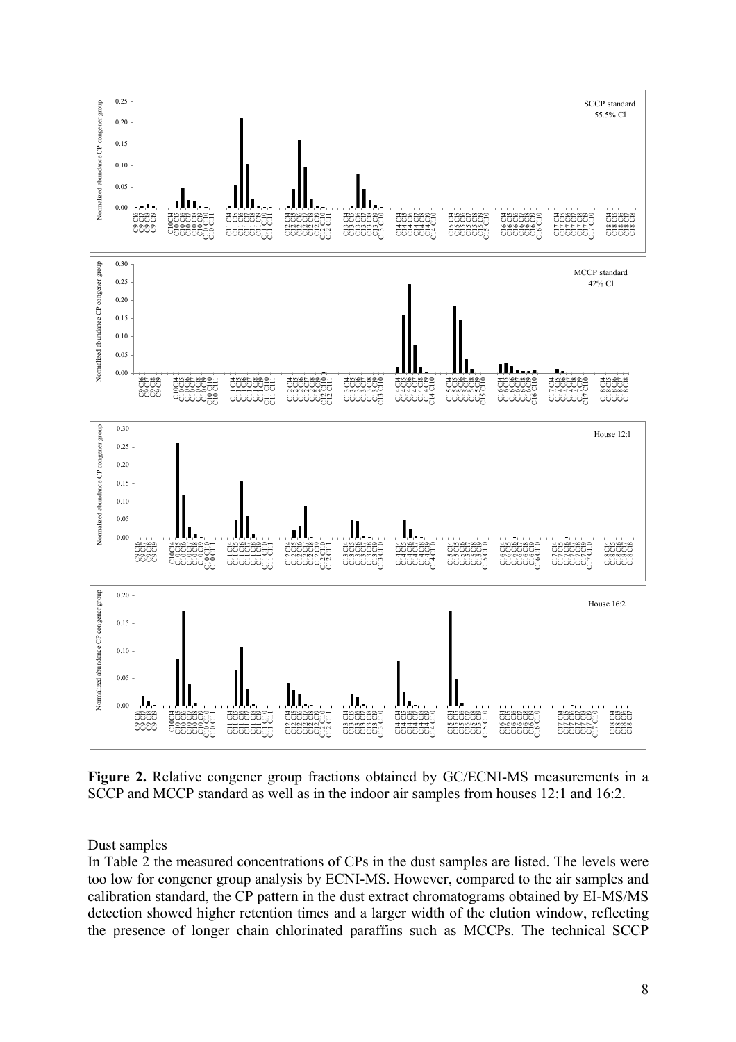**Figure 2.** Relative congener group fractions obtained by GC/ECNI-MS measurements in a SCCP and MCCP standard as well as in the indoor air samples from houses 12:1 and 16:2.

## Dust samples

In Table 2 the measured concentrations of CPs in the dust samples are listed. The levels were too low for congener group analysis by ECNI-MS. However, compared to the air samples and calibration standard, the CP pattern in the dust extract chromatograms obtained by EI-MS/MS detection showed higher retention times and a larger width of the elution window, reflecting the presence of longer chain chlorinated paraffins such as MCCPs. The technical SCCP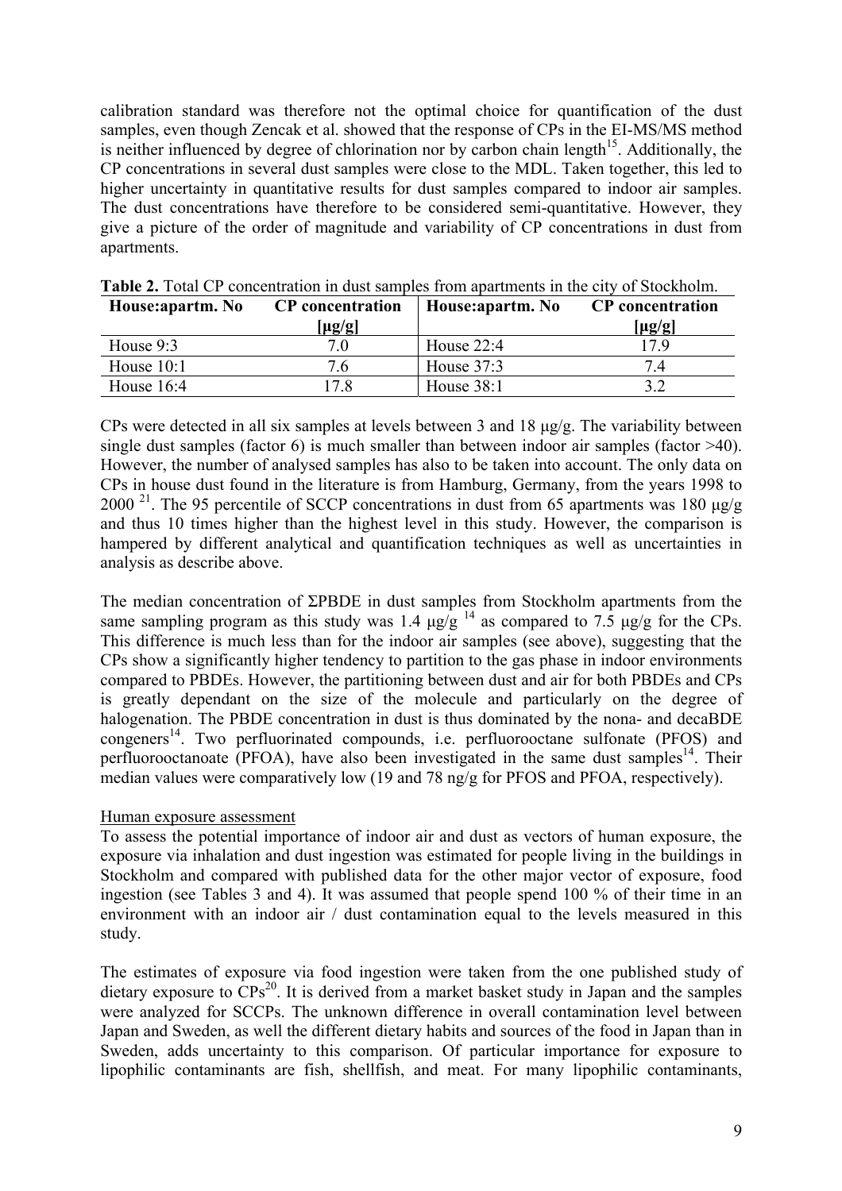calibration standard was therefore not the optimal choice for quantification of the dust samples, even though Zencak et al. showed that the response of CPs in the EI-MS/MS method is neither influenced by degree of chlorination nor by carbon chain length[15]. Additionally, the CP concentrations in several dust samples were close to the MDL. Taken together, this led to higher uncertainty in quantitative results for dust samples compared to indoor air samples. The dust concentrations have therefore to be considered semi-quantitative. However, they give a picture of the order of magnitude and variability of CP concentrations in dust from apartments.

**Table 2.** Total CP concentration in dust samples from apartments in the city of Stockholm.

| House:apartm. No | CP concentration [μg/g] | House:apartm. No | CP concentration [μg/g] |
|---|---|---|---|
| House 9:3 | 7.0 | House 22:4 | 17.9 |
| House 10:1 | 7.6 | House 37:3 | 7.4 |
| House 16:4 | 17.8 | House 38:1 | 3.2 |

CPs were detected in all six samples at levels between 3 and 18 μg/g. The variability between single dust samples (factor 6) is much smaller than between indoor air samples (factor >40). However, the number of analysed samples has also to be taken into account. The only data on CPs in house dust found in the literature is from Hamburg, Germany, from the years 1998 to 2000 [21]. The 95 percentile of SCCP concentrations in dust from 65 apartments was 180 μg/g and thus 10 times higher than the highest level in this study. However, the comparison is hampered by different analytical and quantification techniques as well as uncertainties in analysis as describe above.

The median concentration of ΣPBDE in dust samples from Stockholm apartments from the same sampling program as this study was 1.4 μg/g [14] as compared to 7.5 μg/g for the CPs. This difference is much less than for the indoor air samples (see above), suggesting that the CPs show a significantly higher tendency to partition to the gas phase in indoor environments compared to PBDEs. However, the partitioning between dust and air for both PBDEs and CPs is greatly dependant on the size of the molecule and particularly on the degree of halogenation. The PBDE concentration in dust is thus dominated by the nona- and decaBDE congeners[14]. Two perfluorinated compounds, i.e. perfluorooctane sulfonate (PFOS) and perfluorooctanoate (PFOA), have also been investigated in the same dust samples[14]. Their median values were comparatively low (19 and 78 ng/g for PFOS and PFOA, respectively).

Human exposure assessment

To assess the potential importance of indoor air and dust as vectors of human exposure, the exposure via inhalation and dust ingestion was estimated for people living in the buildings in Stockholm and compared with published data for the other major vector of exposure, food ingestion (see Tables 3 and 4). It was assumed that people spend 100 % of their time in an environment with an indoor air / dust contamination equal to the levels measured in this study.

The estimates of exposure via food ingestion were taken from the one published study of dietary exposure to CPs[20]. It is derived from a market basket study in Japan and the samples were analyzed for SCCPs. The unknown difference in overall contamination level between Japan and Sweden, as well the different dietary habits and sources of the food in Japan than in Sweden, adds uncertainty to this comparison. Of particular importance for exposure to lipophilic contaminants are fish, shellfish, and meat. For many lipophilic contaminants,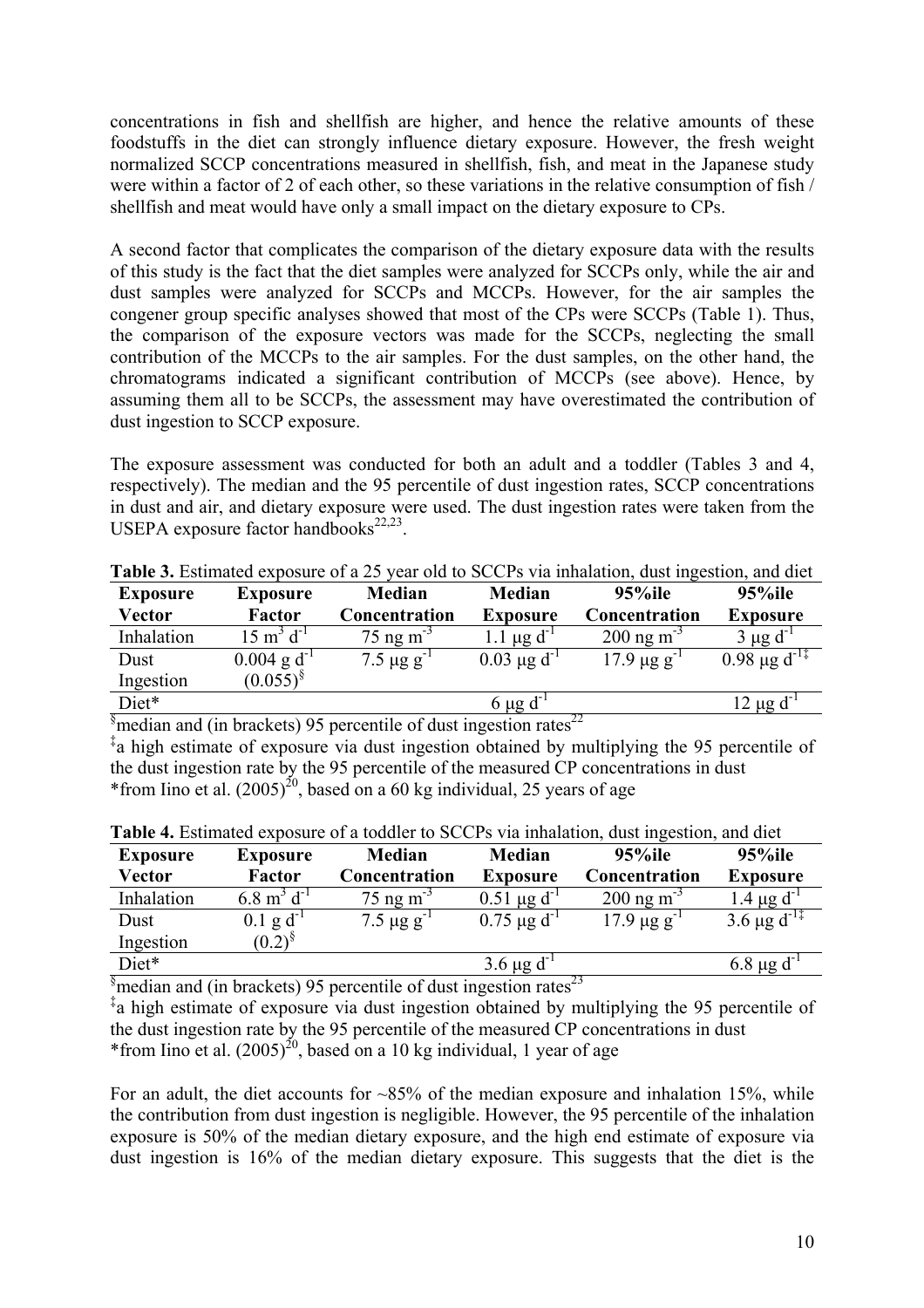concentrations in fish and shellfish are higher, and hence the relative amounts of these foodstuffs in the diet can strongly influence dietary exposure. However, the fresh weight normalized SCCP concentrations measured in shellfish, fish, and meat in the Japanese study were within a factor of 2 of each other, so these variations in the relative consumption of fish / shellfish and meat would have only a small impact on the dietary exposure to CPs.

A second factor that complicates the comparison of the dietary exposure data with the results of this study is the fact that the diet samples were analyzed for SCCPs only, while the air and dust samples were analyzed for SCCPs and MCCPs. However, for the air samples the congener group specific analyses showed that most of the CPs were SCCPs (Table 1). Thus, the comparison of the exposure vectors was made for the SCCPs, neglecting the small contribution of the MCCPs to the air samples. For the dust samples, on the other hand, the chromatograms indicated a significant contribution of MCCPs (see above). Hence, by assuming them all to be SCCPs, the assessment may have overestimated the contribution of dust ingestion to SCCP exposure.

The exposure assessment was conducted for both an adult and a toddler (Tables 3 and 4, respectively). The median and the 95 percentile of dust ingestion rates, SCCP concentrations in dust and air, and dietary exposure were used. The dust ingestion rates were taken from the USEPA exposure factor handbooks[22,23].

**Table 3.** Estimated exposure of a 25 year old to SCCPs via inhalation, dust ingestion, and diet

| Exposure Vector | Exposure Factor | Median Concentration | Median Exposure | 95%ile Concentration | 95%ile Exposure |
|---|---|---|---|---|---|
| Inhalation | $15\ m^3\ d^{-1}$ | $75\ ng\ m^{-3}$ | $1.1\ \mu g\ d^{-1}$ | $200\ ng\ m^{-3}$ | $3\ \mu g\ d^{-1}$ |
| Dust Ingestion | $0.004\ g\ d^{-1}$ (0.055)[§] | $7.5\ \mu g\ g^{-1}$ | $0.03\ \mu g\ d^{-1}$ | $17.9\ \mu g\ g^{-1}$ | $0.98\ \mu g\ d^{-1}$[‡] |
| Diet* | | | $6\ \mu g\ d^{-1}$ | | $12\ \mu g\ d^{-1}$ |

[§]median and (in brackets) 95 percentile of dust ingestion rates[22]
[‡]a high estimate of exposure via dust ingestion obtained by multiplying the 95 percentile of the dust ingestion rate by the 95 percentile of the measured CP concentrations in dust
*from Iino et al. (2005)[20], based on a 60 kg individual, 25 years of age

**Table 4.** Estimated exposure of a toddler to SCCPs via inhalation, dust ingestion, and diet

| Exposure Vector | Exposure Factor | Median Concentration | Median Exposure | 95%ile Concentration | 95%ile Exposure |
|---|---|---|---|---|---|
| Inhalation | $6.8\ m^3\ d^{-1}$ | $75\ ng\ m^{-3}$ | $0.51\ \mu g\ d^{-1}$ | $200\ ng\ m^{-3}$ | $1.4\ \mu g\ d^{-1}$ |
| Dust Ingestion | $0.1\ g\ d^{-1}$ (0.2)[§] | $7.5\ \mu g\ g^{-1}$ | $0.75\ \mu g\ d^{-1}$ | $17.9\ \mu g\ g^{-1}$ | $3.6\ \mu g\ d^{-1}$[‡] |
| Diet* | | | $3.6\ \mu g\ d^{-1}$ | | $6.8\ \mu g\ d^{-1}$ |

[§]median and (in brackets) 95 percentile of dust ingestion rates[23]
[‡]a high estimate of exposure via dust ingestion obtained by multiplying the 95 percentile of the dust ingestion rate by the 95 percentile of the measured CP concentrations in dust
*from Iino et al. (2005)[20], based on a 10 kg individual, 1 year of age

For an adult, the diet accounts for ~85% of the median exposure and inhalation 15%, while the contribution from dust ingestion is negligible. However, the 95 percentile of the inhalation exposure is 50% of the median dietary exposure, and the high end estimate of exposure via dust ingestion is 16% of the median dietary exposure. This suggests that the diet is the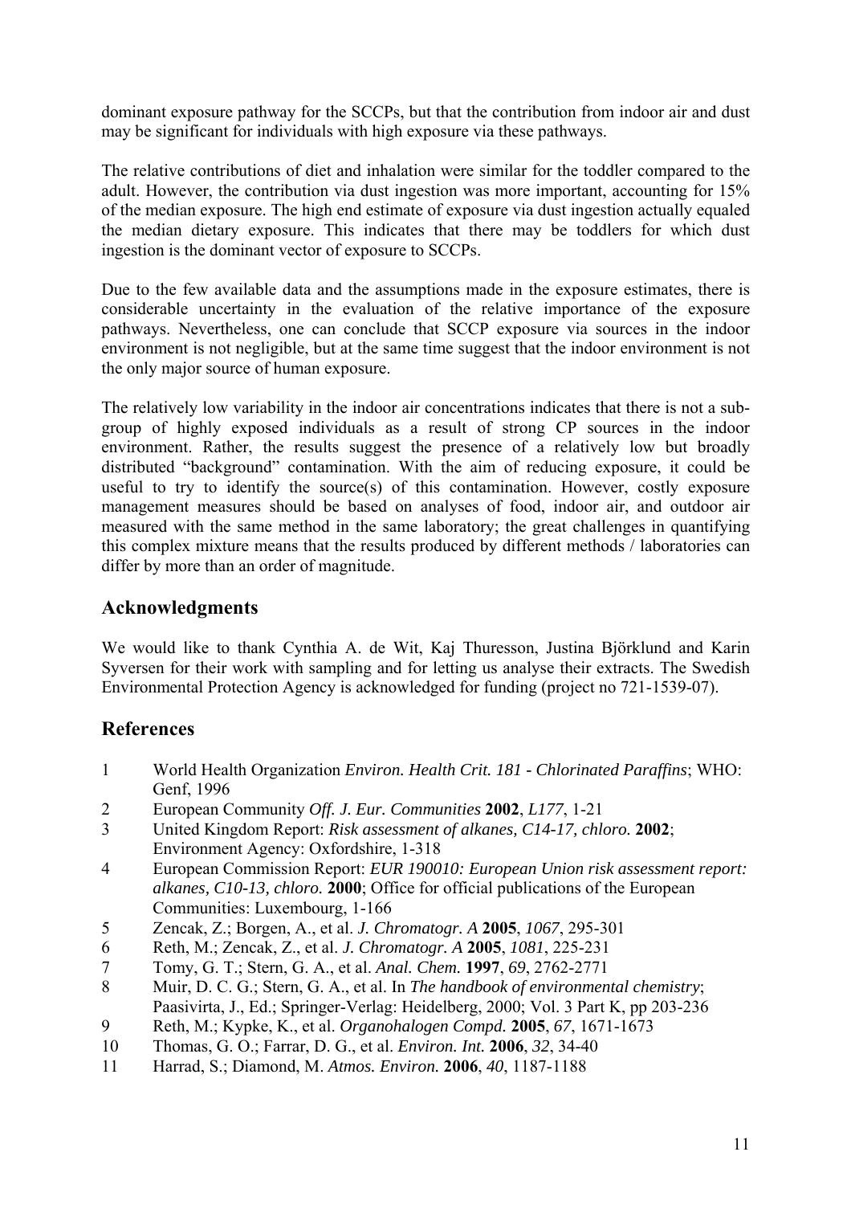dominant exposure pathway for the SCCPs, but that the contribution from indoor air and dust may be significant for individuals with high exposure via these pathways.

The relative contributions of diet and inhalation were similar for the toddler compared to the adult. However, the contribution via dust ingestion was more important, accounting for 15% of the median exposure. The high end estimate of exposure via dust ingestion actually equaled the median dietary exposure. This indicates that there may be toddlers for which dust ingestion is the dominant vector of exposure to SCCPs.

Due to the few available data and the assumptions made in the exposure estimates, there is considerable uncertainty in the evaluation of the relative importance of the exposure pathways. Nevertheless, one can conclude that SCCP exposure via sources in the indoor environment is not negligible, but at the same time suggest that the indoor environment is not the only major source of human exposure.

The relatively low variability in the indoor air concentrations indicates that there is not a sub-group of highly exposed individuals as a result of strong CP sources in the indoor environment. Rather, the results suggest the presence of a relatively low but broadly distributed "background" contamination. With the aim of reducing exposure, it could be useful to try to identify the source(s) of this contamination. However, costly exposure management measures should be based on analyses of food, indoor air, and outdoor air measured with the same method in the same laboratory; the great challenges in quantifying this complex mixture means that the results produced by different methods / laboratories can differ by more than an order of magnitude.

## Acknowledgments

We would like to thank Cynthia A. de Wit, Kaj Thuresson, Justina Björklund and Karin Syversen for their work with sampling and for letting us analyse their extracts. The Swedish Environmental Protection Agency is acknowledged for funding (project no 721-1539-07).

## References

1. World Health Organization *Environ. Health Crit. 181 - Chlorinated Paraffins*; WHO: Genf, 1996
2. European Community *Off. J. Eur. Communities* **2002**, *L177*, 1-21
3. United Kingdom Report: *Risk assessment of alkanes, C14-17, chloro.* **2002**; Environment Agency: Oxfordshire, 1-318
4. European Commission Report: *EUR 190010: European Union risk assessment report: alkanes, C10-13, chloro.* **2000**; Office for official publications of the European Communities: Luxembourg, 1-166
5. Zencak, Z.; Borgen, A., et al. *J. Chromatogr. A* **2005**, *1067*, 295-301
6. Reth, M.; Zencak, Z., et al. *J. Chromatogr. A* **2005**, *1081*, 225-231
7. Tomy, G. T.; Stern, G. A., et al. *Anal. Chem.* **1997**, *69*, 2762-2771
8. Muir, D. C. G.; Stern, G. A., et al. In *The handbook of environmental chemistry*; Paasivirta, J., Ed.; Springer-Verlag: Heidelberg, 2000; Vol. 3 Part K, pp 203-236
9. Reth, M.; Kypke, K., et al. *Organohalogen Compd.* **2005**, *67*, 1671-1673
10. Thomas, G. O.; Farrar, D. G., et al. *Environ. Int.* **2006**, *32*, 34-40
11. Harrad, S.; Diamond, M. *Atmos. Environ.* **2006**, *40*, 1187-1188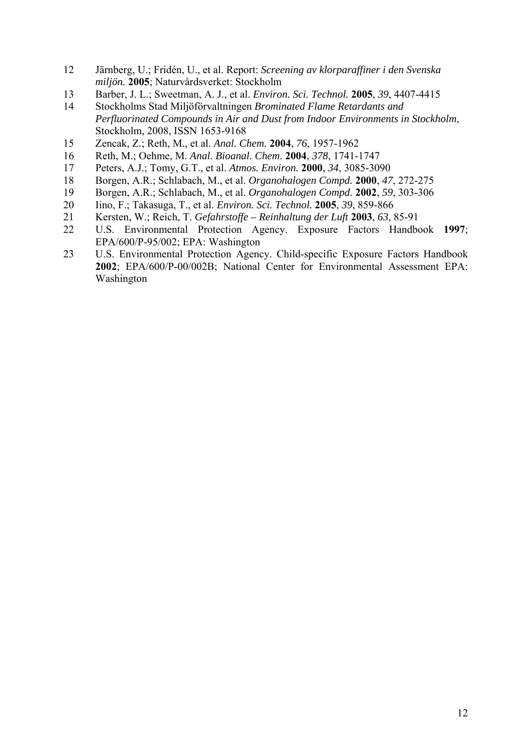12 Järnberg, U.; Fridén, U., et al. Report: *Screening av klorparaffiner i den Svenska miljön.* **2005**; Naturvårdsverket: Stockholm

13 Barber, J. L.; Sweetman, A. J., et al. *Environ. Sci. Technol.* **2005**, *39*, 4407-4415

14 Stockholms Stad Miljöförvaltningen *Brominated Flame Retardants and Perfluorinated Compounds in Air and Dust from Indoor Environments in Stockholm*, Stockholm, 2008, ISSN 1653-9168

15 Zencak, Z.; Reth, M., et al. *Anal. Chem.* **2004**, *76*, 1957-1962

16 Reth, M.; Oehme, M. *Anal. Bioanal. Chem*. **2004**, *378*, 1741-1747

17 Peters, A.J.; Tomy, G.T., et al. *Atmos. Environ.* **2000**, *34*, 3085-3090

18 Borgen, A.R.; Schlabach, M., et al. *Organohalogen Compd.* **2000**, *47*, 272-275

19 Borgen, A.R.; Schlabach, M., et al. *Organohalogen Compd.* **2002**, *59*, 303-306

20 Iino, F.; Takasuga, T., et al. *Environ. Sci. Technol.* **2005**, *39*, 859-866

21 Kersten, W.; Reich, T. *Gefahrstoffe – Reinhaltung der Luft* **2003**, *63*, 85-91

22 U.S. Environmental Protection Agency. Exposure Factors Handbook **1997**; EPA/600/P-95/002; EPA: Washington

23 U.S. Environmental Protection Agency. Child-specific Exposure Factors Handbook **2002**; EPA/600/P-00/002B; National Center for Environmental Assessment EPA: Washington